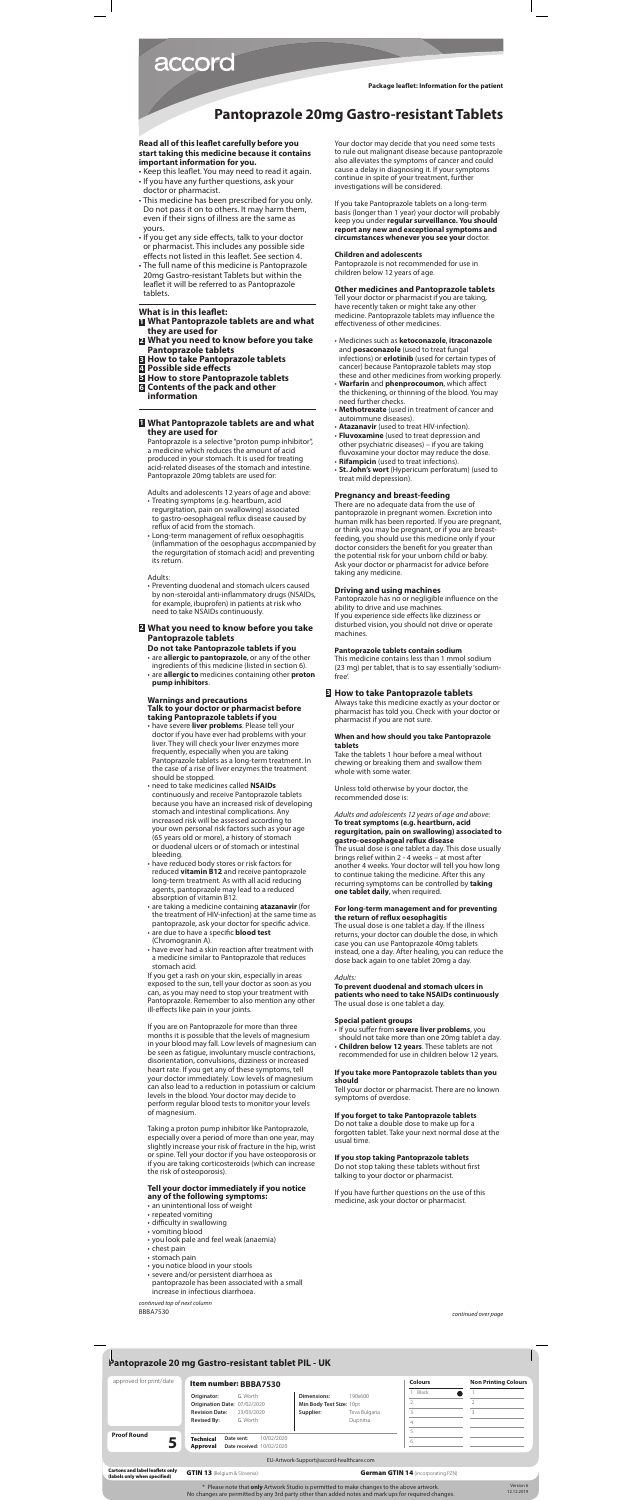accord

Package leaflet: Information for the patient

# Pantoprazole 20mg Gastro-resistant Tablets

**Read all of this leaflet carefully before you start taking this medicine because it contains important information for you.**

- Keep this leaflet. You may need to read it again.
- If you have any further questions, ask your doctor or pharmacist.
- This medicine has been prescribed for you only. Do not pass it on to others. It may harm them, even if their signs of illness are the same as yours.
- If you get any side effects, talk to your doctor or pharmacist. This includes any possible side effects not listed in this leaflet. See section 4.
- The full name of this medicine is Pantoprazole 20mg Gastro-resistant Tablets but within the leaflet it will be referred to as Pantoprazole tablets.

**What is in this leaflet:**

1. **What Pantoprazole tablets are and what they are used for**
2. **What you need to know before you take Pantoprazole tablets**
3. **How to take Pantoprazole tablets**
4. **Possible side effects**
5. **How to store Pantoprazole tablets**
6. **Contents of the pack and other information**

## 1 What Pantoprazole tablets are and what they are used for

Pantoprazole is a selective "proton pump inhibitor", a medicine which reduces the amount of acid produced in your stomach. It is used for treating acid-related diseases of the stomach and intestine. Pantoprazole 20mg tablets are used for:

Adults and adolescents 12 years of age and above:

- Treating symptoms (e.g. heartburn, acid regurgitation, pain on swallowing) associated to gastro-oesophageal reflux disease caused by reflux of acid from the stomach.
- Long-term management of reflux oesophagitis (inflammation of the oesophagus accompanied by the regurgitation of stomach acid) and preventing its return.

Adults:

- Preventing duodenal and stomach ulcers caused by non-steroidal anti-inflammatory drugs (NSAIDs, for example, ibuprofen) in patients at risk who need to take NSAIDs continuously.

## 2 What you need to know before you take Pantoprazole tablets

**Do not take Pantoprazole tablets if you**

- are **allergic to pantoprazole**, or any of the other ingredients of this medicine (listed in section 6).
- are **allergic to** medicines containing other **proton pump inhibitors**.

**Warnings and precautions**
**Talk to your doctor or pharmacist before taking Pantoprazole tablets if you**

- have severe **liver problems**. Please tell your doctor if you have ever had problems with your liver. They will check your liver enzymes more frequently, especially when you are taking Pantoprazole tablets as a long-term treatment. In the case of a rise of liver enzymes the treatment should be stopped.
- need to take medicines called **NSAIDs** continuously and receive Pantoprazole tablets because you have an increased risk of developing stomach and intestinal complications. Any increased risk will be assessed according to your own personal risk factors such as your age (65 years old or more), a history of stomach or duodenal ulcers or of stomach or intestinal bleeding.
- have reduced body stores or risk factors for reduced **vitamin B12** and receive pantoprazole long-term treatment. As with all acid reducing agents, pantoprazole may lead to a reduced absorption of vitamin B12.
- are taking a medicine containing **atazanavir** (for the treatment of HIV-infection) at the same time as pantoprazole, ask your doctor for specific advice.
- are due to have a specific **blood test** (Chromogranin A).
- have ever had a skin reaction after treatment with a medicine similar to Pantoprazole that reduces stomach acid.

If you get a rash on your skin, especially in areas exposed to the sun, tell your doctor as soon as you can, as you may need to stop your treatment with Pantoprazole. Remember to also mention any other ill-effects like pain in your joints.

If you are on Pantoprazole for more than three months it is possible that the levels of magnesium in your blood may fall. Low levels of magnesium can be seen as fatigue, involuntary muscle contractions, disorientation, convulsions, dizziness or increased heart rate. If you get any of these symptoms, tell your doctor immediately. Low levels of magnesium can also lead to a reduction in potassium or calcium levels in the blood. Your doctor may decide to perform regular blood tests to monitor your levels of magnesium.

Taking a proton pump inhibitor like Pantoprazole, especially over a period of more than one year, may slightly increase your risk of fracture in the hip, wrist or spine. Tell your doctor if you have osteoporosis or if you are taking corticosteroids (which can increase the risk of osteoporosis).

**Tell your doctor immediately if you notice any of the following symptoms:**

- an unintentional loss of weight
- repeated vomiting
- difficulty in swallowing
- vomiting blood
- you look pale and feel weak (anaemia)
- chest pain
- stomach pain
- you notice blood in your stools
- severe and/or persistent diarrhoea as pantoprazole has been associated with a small increase in infectious diarrhoea.

*continued top of next column*

Your doctor may decide that you need some tests to rule out malignant disease because pantoprazole also alleviates the symptoms of cancer and could cause a delay in diagnosing it. If your symptoms continue in spite of your treatment, further investigations will be considered.

If you take Pantoprazole tablets on a long-term basis (longer than 1 year) your doctor will probably keep you under **regular surveillance. You should report any new and exceptional symptoms and circumstances whenever you see your** doctor.

**Children and adolescents**

Pantoprazole is not recommended for use in children below 12 years of age.

**Other medicines and Pantoprazole tablets**

Tell your doctor or pharmacist if you are taking, have recently taken or might take any other medicine. Pantoprazole tablets may influence the effectiveness of other medicines.

- Medicines such as **ketoconazole**, **itraconazole** and **posaconazole** (used to treat fungal infections) or **erlotinib** (used for certain types of cancer) because Pantoprazole tablets may stop these and other medicines from working properly.
- **Warfarin** and **phenprocoumon**, which affect the thickening, or thinning of the blood. You may need further checks.
- **Methotrexate** (used in treatment of cancer and autoimmune diseases).
- **Atazanavir** (used to treat HIV-infection).
- **Fluvoxamine** (used to treat depression and other psychiatric diseases) – if you are taking fluvoxamine your doctor may reduce the dose.
- **Rifampicin** (used to treat infections).
- **St. John's wort** (Hypericum perforatum) (used to treat mild depression).

**Pregnancy and breast-feeding**

There are no adequate data from the use of pantoprazole in pregnant women. Excretion into human milk has been reported. If you are pregnant, or think you may be pregnant, or if you are breast-feeding, you should use this medicine only if your doctor considers the benefit for you greater than the potential risk for your unborn child or baby. Ask your doctor or pharmacist for advice before taking any medicine.

**Driving and using machines**

Pantoprazole has no or negligible influence on the ability to drive and use machines. If you experience side effects like dizziness or disturbed vision, you should not drive or operate machines.

**Pantoprazole tablets contain sodium**

This medicine contains less than 1 mmol sodium (23 mg) per tablet, that is to say essentially 'sodium-free'.

## 3 How to take Pantoprazole tablets

Always take this medicine exactly as your doctor or pharmacist has told you. Check with your doctor or pharmacist if you are not sure.

**When and how should you take Pantoprazole tablets**

Take the tablets 1 hour before a meal without chewing or breaking them and swallow them whole with some water.

Unless told otherwise by your doctor, the recommended dose is:

*Adults and adolescents 12 years of age and above:*
**To treat symptoms (e.g. heartburn, acid regurgitation, pain on swallowing) associated to gastro-oesophageal reflux disease**
The usual dose is one tablet a day. This dose usually brings relief within 2 - 4 weeks – at most after another 4 weeks. Your doctor will tell you how long to continue taking the medicine. After this any recurring symptoms can be controlled by **taking one tablet daily**, when required.

**For long-term management and for preventing the return of reflux oesophagitis**
The usual dose is one tablet a day. If the illness returns, your doctor can double the dose, in which case you can use Pantoprazole 40mg tablets instead, one a day. After healing, you can reduce the dose back again to one tablet 20mg a day.

*Adults:*
**To prevent duodenal and stomach ulcers in patients who need to take NSAIDs continuously**
The usual dose is one tablet a day.

**Special patient groups**

- If you suffer from **severe liver problems**, you should not take more than one 20mg tablet a day.
- **Children below 12 years**. These tablets are not recommended for use in children below 12 years.

**If you take more Pantoprazole tablets than you should**

Tell your doctor or pharmacist. There are no known symptoms of overdose.

**If you forget to take Pantoprazole tablets**

Do not take a double dose to make up for a forgotten tablet. Take your next normal dose at the usual time.

**If you stop taking Pantoprazole tablets**

Do not stop taking these tablets without first talking to your doctor or pharmacist.

If you have further questions on the use of this medicine, ask your doctor or pharmacist.

*continued over page*

BBBA7530

**Pantoprazole 20 mg Gastro-resistant tablet PIL - UK**

| approved for print/date | Item number: BBBA7530 | | Colours | Non Printing Colours |
|---|---|---|---|---|
| | Originator: G. Worth | Dimensions: 190x600 | 1. Black | 1. |
| | Origination Date: 07/02/2020 | Min Body Text Size: 10pt | 2. | 2. |
| | Revision Date: 23/03/2020 | Supplier: Teva Bulgaria Dupnitsa | 3. | 3. |
| | Revised By: G. Worth | | 4. | |
| Proof Round 5 | Technical Approval | Date sent: 10/02/2020 / Date received: 10/02/2020 | 5. | |
| | | | 6. | |

EU-Artwork-Support@accord-healthcare.com

Cartons and label leaflets only (labels only when specified) — GTIN 13 (Belgium & Slovenia) — German GTIN 14 (incorporating PZN)

\* Please note that **only** Artwork Studio is permitted to make changes to the above artwork. No changes are permitted by any 3rd party other than added notes and mark ups for required changes.

Version 4 12.12.2019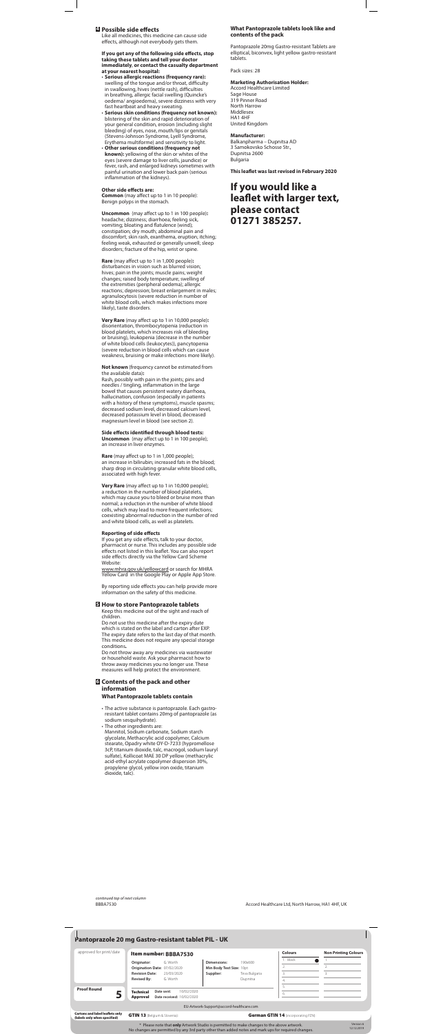## 4 Possible side effects

Like all medicines, this medicine can cause side effects, although not everybody gets them.

**If you get any of the following side effects, stop taking these tablets and tell your doctor immediately, or contact the casualty department at your nearest hospital:**

- **Serious allergic reactions (frequency rare):** swelling of the tongue and/or throat, difficulty in swallowing, hives (nettle rash), difficulties in breathing, allergic facial swelling (Quincke's oedema/ angioedema), severe dizziness with very fast heartbeat and heavy sweating.
- **Serious skin conditions (frequency not known):** blistering of the skin and rapid deterioration of your general condition, erosion (including slight bleeding) of eyes, nose, mouth/lips or genitals (Stevens-Johnson Syndrome, Lyell Syndrome, Erythema multiforme) and sensitivity to light.
- **Other serious conditions (frequency not known):** yellowing of the skin or whites of the eyes (severe damage to liver cells, jaundice) or fever, rash, and enlarged kidneys sometimes with painful urination and lower back pain (serious inflammation of the kidneys).

**Other side effects are:**

**Common** (may affect up to 1 in 10 people): Benign polyps in the stomach.

**Uncommon** (may affect up to 1 in 100 people)**:** headache; dizziness; diarrhoea; feeling sick, vomiting; bloating and flatulence (wind); constipation; dry mouth; abdominal pain and discomfort; skin rash, exanthema, eruption; itching; feeling weak, exhausted or generally unwell; sleep disorders; fracture of the hip, wrist or spine.

**Rare** (may affect up to 1 in 1,000 people)**:** disturbances in vision such as blurred vision; hives; pain in the joints; muscle pains; weight changes; raised body temperature; swelling of the extremities (peripheral oedema); allergic reactions; depression; breast enlargement in males; agranulocytosis (severe reduction in number of white blood cells, which makes infections more likely), taste disorders.

**Very Rare** (may affect up to 1 in 10,000 people)**:** disorientation, thrombocytopenia (reduction in blood platelets, which increases risk of bleeding or bruising), leukopenia (decrease in the number of white blood cells (leukocytes)), pancytopenia (severe reduction in blood cells which can cause weakness, bruising or make infections more likely).

**Not known** (frequency cannot be estimated from the available data)**:**
Rash, possibly with pain in the joints; pins and needles / tingling, inflammation in the large bowel that causes persistent watery diarrhoea, hallucination, confusion (especially in patients with a history of these symptoms), muscle spasms; decreased sodium level, decreased calcium level, decreased potassium level in blood, decreased magnesium level in blood (see section 2).

**Side effects identified through blood tests:**
**Uncommon** (may affect up to 1 in 100 people); an increase in liver enzymes.

**Rare** (may affect up to 1 in 1,000 people); an increase in bilirubin; increased fats in the blood; sharp drop in circulating granular white blood cells, associated with high fever.

**Very Rare** (may affect up to 1 in 10,000 people); a reduction in the number of blood platelets, which may cause you to bleed or bruise more than normal; a reduction in the number of white blood cells, which may lead to more frequent infections; coexisting abnormal reduction in the number of red and white blood cells, as well as platelets.

**Reporting of side effects**

If you get any side effects, talk to your doctor, pharmacist or nurse. This includes any possible side effects not listed in this leaflet. You can also report side effects directly via the Yellow Card Scheme Website:
www.mhra.gov.uk/yellowcard or search for MHRA Yellow Card in the Google Play or Apple App Store.

By reporting side effects you can help provide more information on the safety of this medicine.

## 5 How to store Pantoprazole tablets

Keep this medicine out of the sight and reach of children.
Do not use this medicine after the expiry date which is stated on the label and carton after EXP. The expiry date refers to the last day of that month. This medicine does not require any special storage conditions**.**
Do not throw away any medicines via wastewater or household waste. Ask your pharmacist how to throw away medicines you no longer use. These measures will help protect the environment.

## 6 Contents of the pack and other information

**What Pantoprazole tablets contain**

- The active substance is pantoprazole. Each gastro-resistant tablet contains 20mg of pantoprazole (as sodium sesquihydrate).
- The other ingredients are:
  Mannitol, Sodium carbonate, Sodium starch glycolate, Methacrylic acid copolymer, Calcium stearate, Opadry white OY-D-7233 (hypromellose 3cP, titanium dioxide, talc, macrogol, sodium lauryl sulfate), Kollicoat MAE 30 DP yellow (methacrylic acid-ethyl acrylate copolymer dispersion 30%, propylene glycol, yellow iron oxide, titanium dioxide, talc).

**What Pantoprazole tablets look like and contents of the pack**

Pantoprazole 20mg Gastro-resistant Tablets are elliptical, biconvex, light yellow gastro-resistant tablets.

Pack sizes: 28

**Marketing Authorisation Holder:**
Accord Healthcare Limited
Sage House
319 Pinner Road
North Harrow
Middlesex
HA1 4HF
United Kingdom

**Manufacturer:**
Balkanpharma – Dupnitsa AD
3 Samokovsko Schosse Str.,
Dupnitsa 2600
Bulgaria

**This leaflet was last revised in February 2020**

# If you would like a leaflet with larger text, please contact 01271 385257.

*continued top of next column*
BBBA7530

Accord Healthcare Ltd, North Harrow, HA1 4HF, UK

**Pantoprazole 20 mg Gastro-resistant tablet PIL - UK**

| | | | | | | | |
|---|---|---|---|---|---|---|---|
| approved for print/date | **Item number: BBBA7530** | | | | | **Colours** | **Non Printing Colours** |
| | Originator: | G. Worth | Dimensions: | 190x600 | | 1. Black | 1. |
| | Origination Date: | 07/02/2020 | Min Body Text Size: | 10pt | | 2. | 2. |
| | Revision Date: | 23/03/2020 | Supplier: | Teva Bulgaria | | 3. | 3. |
| | Revised By: | G. Worth | | Dupnitsa | | 4. | |
| **Proof Round** 5 | **Technical Approval** | Date sent: 10/02/2020 | Date received: 10/02/2020 | | | 5. | |
| | | | | | | 6. | |

EU-Artwork-Support@accord-healthcare.com

**Cartons and label leaflets only (labels only when specified)** | **GTIN 13** (Belgium & Slovenia) | **German GTIN 14** (incorporating PZN)

* Please note that **only** Artwork Studio is permitted to make changes to the above artwork.
No changes are permitted by any 3rd party other than added notes and mark ups for required changes.

Version 6
12.12.2019